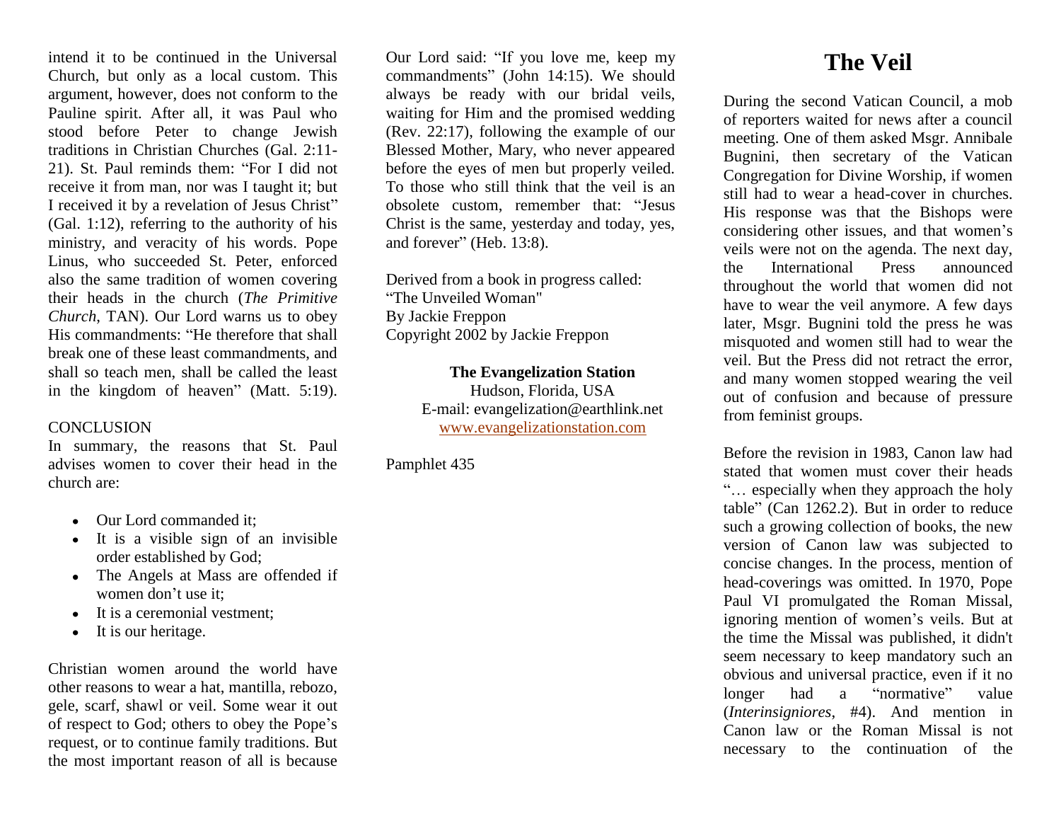intend it to be continued in the Universal Church, but only as a local custom. This argument, however, does not conform to the Pauline spirit. After all, it was Paul who stood before Peter to change Jewish traditions in Christian Churches (Gal. 2:11-21). St. Paul reminds them: "For I did not receive it from man, nor was I taught it; but I received it by a revelation of Jesus Christ" (Gal. 1:12), referring to the authority of his ministry, and veracity of his words. Pope Linus, who succeeded St. Peter, enforced also the same tradition of women covering their heads in the church (*The Primitive Church*, TAN). Our Lord warns us to obey His commandments: "He therefore that shall break one of these least commandments, and shall so teach men, shall be called the least in the kingdom of heaven" (Matt. 5:19).

CONCLUSION

In summary, the reasons that St. Paul advises women to cover their head in the church are:

- Our Lord commanded it;
- It is a visible sign of an invisible order established by God;
- The Angels at Mass are offended if women don't use it;
- It is a ceremonial vestment;
- It is our heritage.

Christian women around the world have other reasons to wear a hat, mantilla, rebozo, gele, scarf, shawl or veil. Some wear it out of respect to God; others to obey the Pope's request, or to continue family traditions. But the most important reason of all is because Our Lord said: "If you love me, keep my commandments" (John 14:15). We should always be ready with our bridal veils, waiting for Him and the promised wedding (Rev. 22:17), following the example of our Blessed Mother, Mary, who never appeared before the eyes of men but properly veiled. To those who still think that the veil is an obsolete custom, remember that: "Jesus Christ is the same, yesterday and today, yes, and forever" (Heb. 13:8).

Derived from a book in progress called:
"The Unveiled Woman"
By Jackie Freppon
Copyright 2002 by Jackie Freppon

**The Evangelization Station**
Hudson, Florida, USA
E-mail: evangelization@earthlink.net
www.evangelizationstation.com

Pamphlet 435

# The Veil

During the second Vatican Council, a mob of reporters waited for news after a council meeting. One of them asked Msgr. Annibale Bugnini, then secretary of the Vatican Congregation for Divine Worship, if women still had to wear a head-cover in churches. His response was that the Bishops were considering other issues, and that women's veils were not on the agenda. The next day, the International Press announced throughout the world that women did not have to wear the veil anymore. A few days later, Msgr. Bugnini told the press he was misquoted and women still had to wear the veil. But the Press did not retract the error, and many women stopped wearing the veil out of confusion and because of pressure from feminist groups.

Before the revision in 1983, Canon law had stated that women must cover their heads "… especially when they approach the holy table" (Can 1262.2). But in order to reduce such a growing collection of books, the new version of Canon law was subjected to concise changes. In the process, mention of head-coverings was omitted. In 1970, Pope Paul VI promulgated the Roman Missal, ignoring mention of women's veils. But at the time the Missal was published, it didn't seem necessary to keep mandatory such an obvious and universal practice, even if it no longer had a "normative" value (*Interinsigniores*, #4). And mention in Canon law or the Roman Missal is not necessary to the continuation of the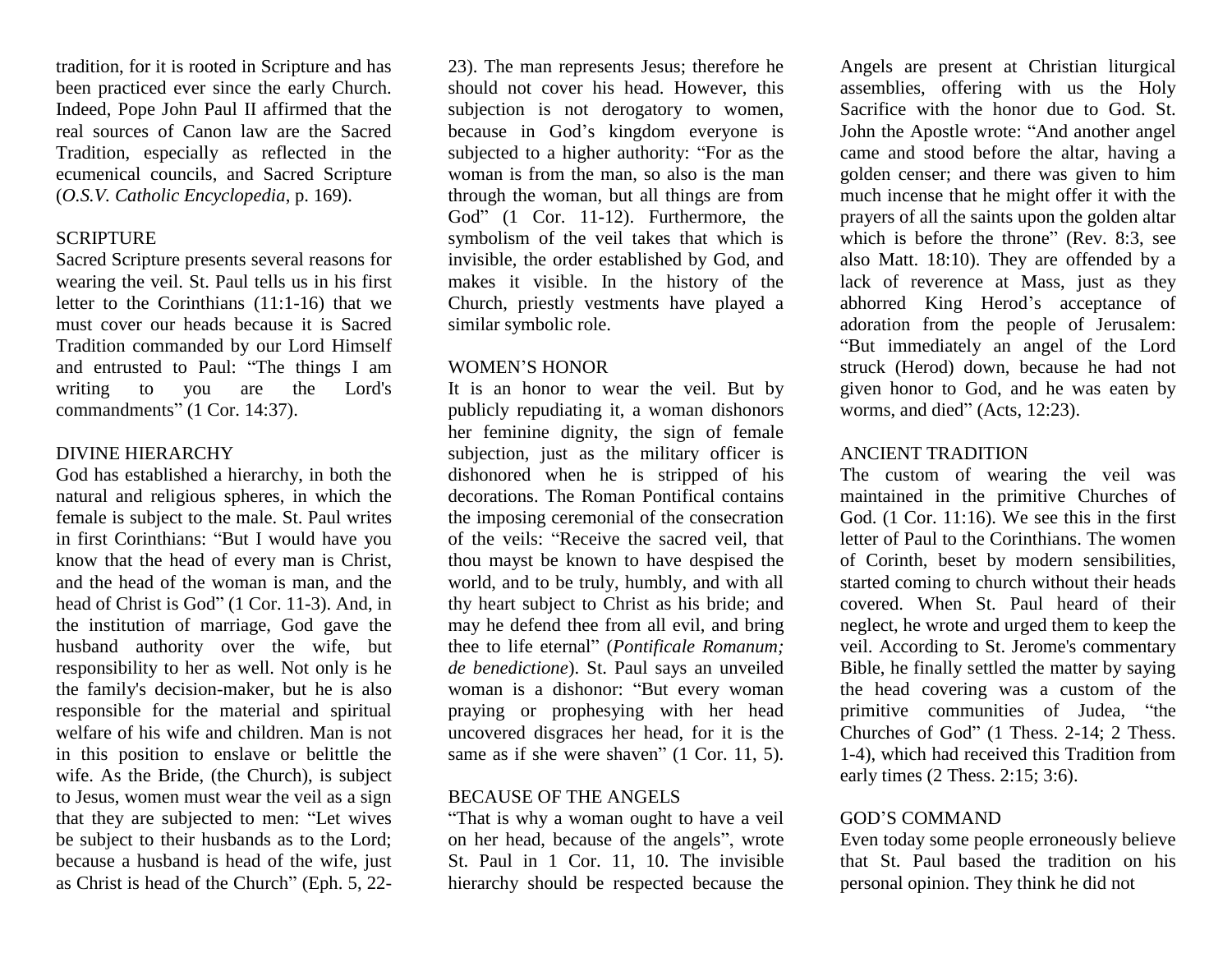tradition, for it is rooted in Scripture and has been practiced ever since the early Church. Indeed, Pope John Paul II affirmed that the real sources of Canon law are the Sacred Tradition, especially as reflected in the ecumenical councils, and Sacred Scripture (*O.S.V. Catholic Encyclopedia*, p. 169).

## SCRIPTURE

Sacred Scripture presents several reasons for wearing the veil. St. Paul tells us in his first letter to the Corinthians (11:1-16) that we must cover our heads because it is Sacred Tradition commanded by our Lord Himself and entrusted to Paul: "The things I am writing to you are the Lord's commandments" (1 Cor. 14:37).

## DIVINE HIERARCHY

God has established a hierarchy, in both the natural and religious spheres, in which the female is subject to the male. St. Paul writes in first Corinthians: "But I would have you know that the head of every man is Christ, and the head of the woman is man, and the head of Christ is God" (1 Cor. 11-3). And, in the institution of marriage, God gave the husband authority over the wife, but responsibility to her as well. Not only is he the family's decision-maker, but he is also responsible for the material and spiritual welfare of his wife and children. Man is not in this position to enslave or belittle the wife. As the Bride, (the Church), is subject to Jesus, women must wear the veil as a sign that they are subjected to men: "Let wives be subject to their husbands as to the Lord; because a husband is head of the wife, just as Christ is head of the Church" (Eph. 5, 22-23). The man represents Jesus; therefore he should not cover his head. However, this subjection is not derogatory to women, because in God's kingdom everyone is subjected to a higher authority: "For as the woman is from the man, so also is the man through the woman, but all things are from God" (1 Cor. 11-12). Furthermore, the symbolism of the veil takes that which is invisible, the order established by God, and makes it visible. In the history of the Church, priestly vestments have played a similar symbolic role.

## WOMEN'S HONOR

It is an honor to wear the veil. But by publicly repudiating it, a woman dishonors her feminine dignity, the sign of female subjection, just as the military officer is dishonored when he is stripped of his decorations. The Roman Pontifical contains the imposing ceremonial of the consecration of the veils: "Receive the sacred veil, that thou mayst be known to have despised the world, and to be truly, humbly, and with all thy heart subject to Christ as his bride; and may he defend thee from all evil, and bring thee to life eternal" (*Pontificale Romanum; de benedictione*). St. Paul says an unveiled woman is a dishonor: "But every woman praying or prophesying with her head uncovered disgraces her head, for it is the same as if she were shaven" (1 Cor. 11, 5).

## BECAUSE OF THE ANGELS

"That is why a woman ought to have a veil on her head, because of the angels", wrote St. Paul in 1 Cor. 11, 10. The invisible hierarchy should be respected because the Angels are present at Christian liturgical assemblies, offering with us the Holy Sacrifice with the honor due to God. St. John the Apostle wrote: "And another angel came and stood before the altar, having a golden censer; and there was given to him much incense that he might offer it with the prayers of all the saints upon the golden altar which is before the throne" (Rev. 8:3, see also Matt. 18:10). They are offended by a lack of reverence at Mass, just as they abhorred King Herod's acceptance of adoration from the people of Jerusalem: "But immediately an angel of the Lord struck (Herod) down, because he had not given honor to God, and he was eaten by worms, and died" (Acts, 12:23).

## ANCIENT TRADITION

The custom of wearing the veil was maintained in the primitive Churches of God. (1 Cor. 11:16). We see this in the first letter of Paul to the Corinthians. The women of Corinth, beset by modern sensibilities, started coming to church without their heads covered. When St. Paul heard of their neglect, he wrote and urged them to keep the veil. According to St. Jerome's commentary Bible, he finally settled the matter by saying the head covering was a custom of the primitive communities of Judea, "the Churches of God" (1 Thess. 2-14; 2 Thess. 1-4), which had received this Tradition from early times (2 Thess. 2:15; 3:6).

## GOD'S COMMAND

Even today some people erroneously believe that St. Paul based the tradition on his personal opinion. They think he did not